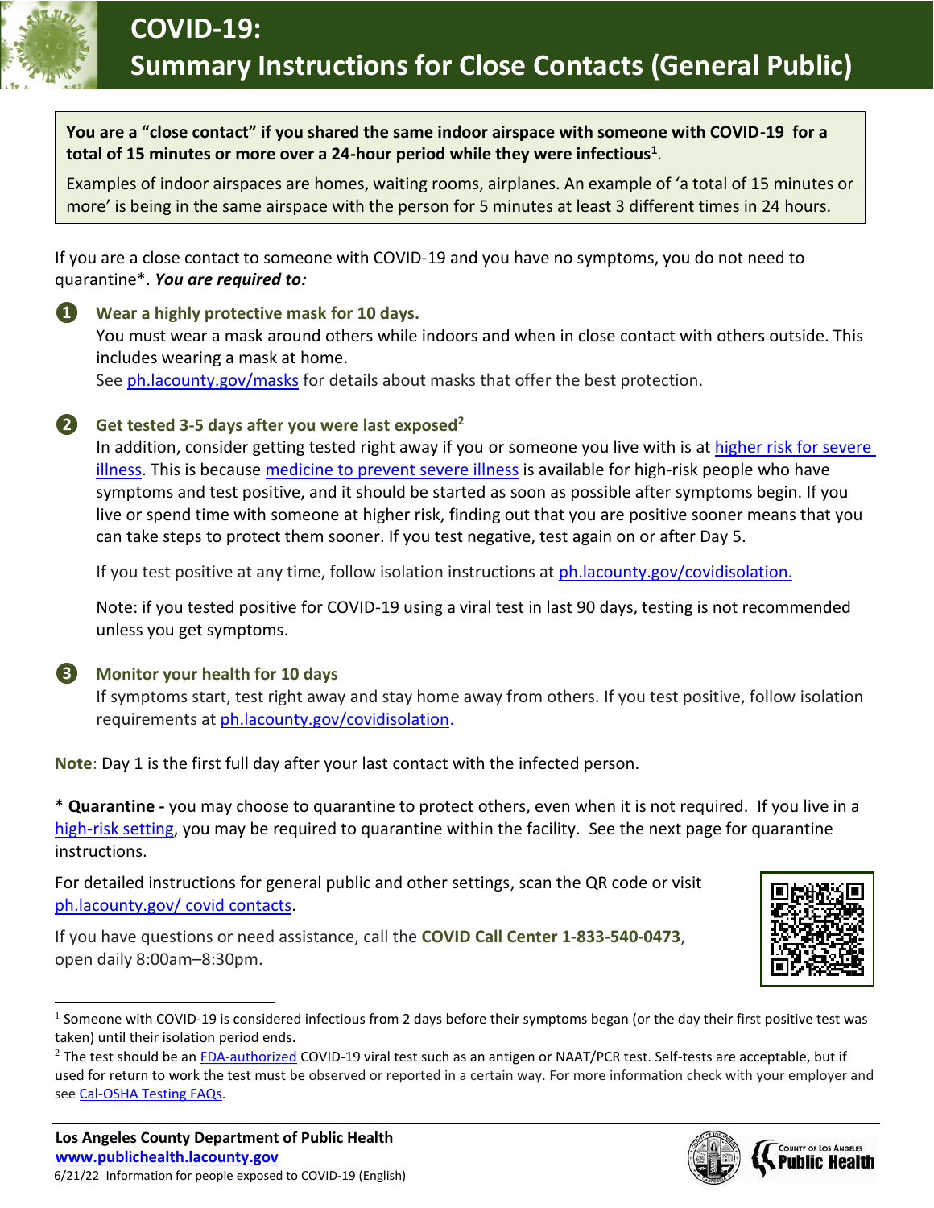# COVID-19: Summary Instructions for Close Contacts (General Public)

**You are a "close contact" if you shared the same indoor airspace with someone with COVID-19 for a total of 15 minutes or more over a 24-hour period while they were infectious[1].**

Examples of indoor airspaces are homes, waiting rooms, airplanes. An example of 'a total of 15 minutes or more' is being in the same airspace with the person for 5 minutes at least 3 different times in 24 hours.

If you are a close contact to someone with COVID-19 and you have no symptoms, you do not need to quarantine*. ***You are required to:***

1. **Wear a highly protective mask for 10 days.**
   You must wear a mask around others while indoors and when in close contact with others outside. This includes wearing a mask at home.
   See ph.lacounty.gov/masks for details about masks that offer the best protection.

2. **Get tested 3-5 days after you were last exposed[2]**
   In addition, consider getting tested right away if you or someone you live with is at higher risk for severe illness. This is because medicine to prevent severe illness is available for high-risk people who have symptoms and test positive, and it should be started as soon as possible after symptoms begin. If you live or spend time with someone at higher risk, finding out that you are positive sooner means that you can take steps to protect them sooner. If you test negative, test again on or after Day 5.

   If you test positive at any time, follow isolation instructions at ph.lacounty.gov/covidisolation.

   Note: if you tested positive for COVID-19 using a viral test in last 90 days, testing is not recommended unless you get symptoms.

3. **Monitor your health for 10 days**
   If symptoms start, test right away and stay home away from others. If you test positive, follow isolation requirements at ph.lacounty.gov/covidisolation.

**Note**: Day 1 is the first full day after your last contact with the infected person.

\* **Quarantine -** you may choose to quarantine to protect others, even when it is not required. If you live in a high-risk setting, you may be required to quarantine within the facility. See the next page for quarantine instructions.

For detailed instructions for general public and other settings, scan the QR code or visit ph.lacounty.gov/ covid contacts.

If you have questions or need assistance, call the **COVID Call Center 1-833-540-0473**, open daily 8:00am–8:30pm.

---

[1] Someone with COVID-19 is considered infectious from 2 days before their symptoms began (or the day their first positive test was taken) until their isolation period ends.

[2] The test should be an FDA-authorized COVID-19 viral test such as an antigen or NAAT/PCR test. Self-tests are acceptable, but if used for return to work the test must be observed or reported in a certain way. For more information check with your employer and see Cal-OSHA Testing FAQs.

**Los Angeles County Department of Public Health**
**www.publichealth.lacounty.gov**
6/21/22 Information for people exposed to COVID-19 (English)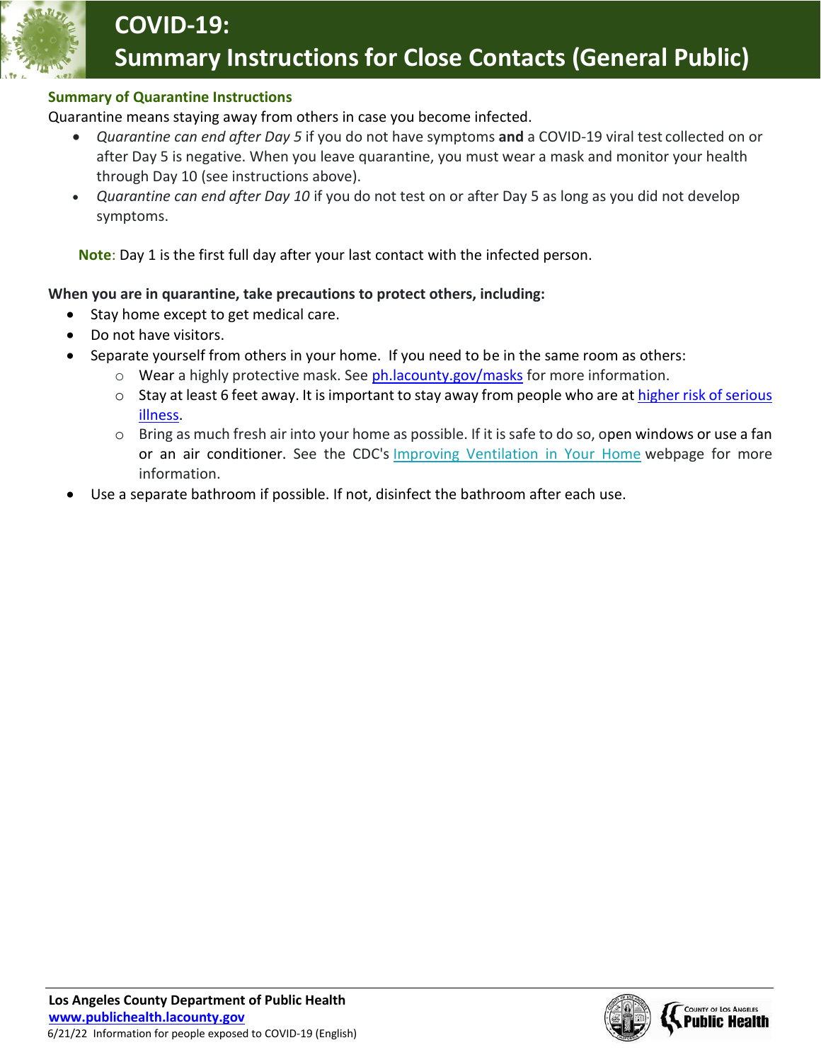# COVID-19: Summary Instructions for Close Contacts (General Public)

## Summary of Quarantine Instructions

Quarantine means staying away from others in case you become infected.

- *Quarantine can end after Day 5* if you do not have symptoms **and** a COVID-19 viral test collected on or after Day 5 is negative. When you leave quarantine, you must wear a mask and monitor your health through Day 10 (see instructions above).
- *Quarantine can end after Day 10* if you do not test on or after Day 5 as long as you did not develop symptoms.

**Note**: Day 1 is the first full day after your last contact with the infected person.

**When you are in quarantine, take precautions to protect others, including:**

- Stay home except to get medical care.
- Do not have visitors.
- Separate yourself from others in your home. If you need to be in the same room as others:
  - Wear a highly protective mask. See ph.lacounty.gov/masks for more information.
  - Stay at least 6 feet away. It is important to stay away from people who are at higher risk of serious illness.
  - Bring as much fresh air into your home as possible. If it is safe to do so, open windows or use a fan or an air conditioner. See the CDC's Improving Ventilation in Your Home webpage for more information.
- Use a separate bathroom if possible. If not, disinfect the bathroom after each use.

**Los Angeles County Department of Public Health**
**www.publichealth.lacounty.gov**
6/21/22 Information for people exposed to COVID-19 (English)